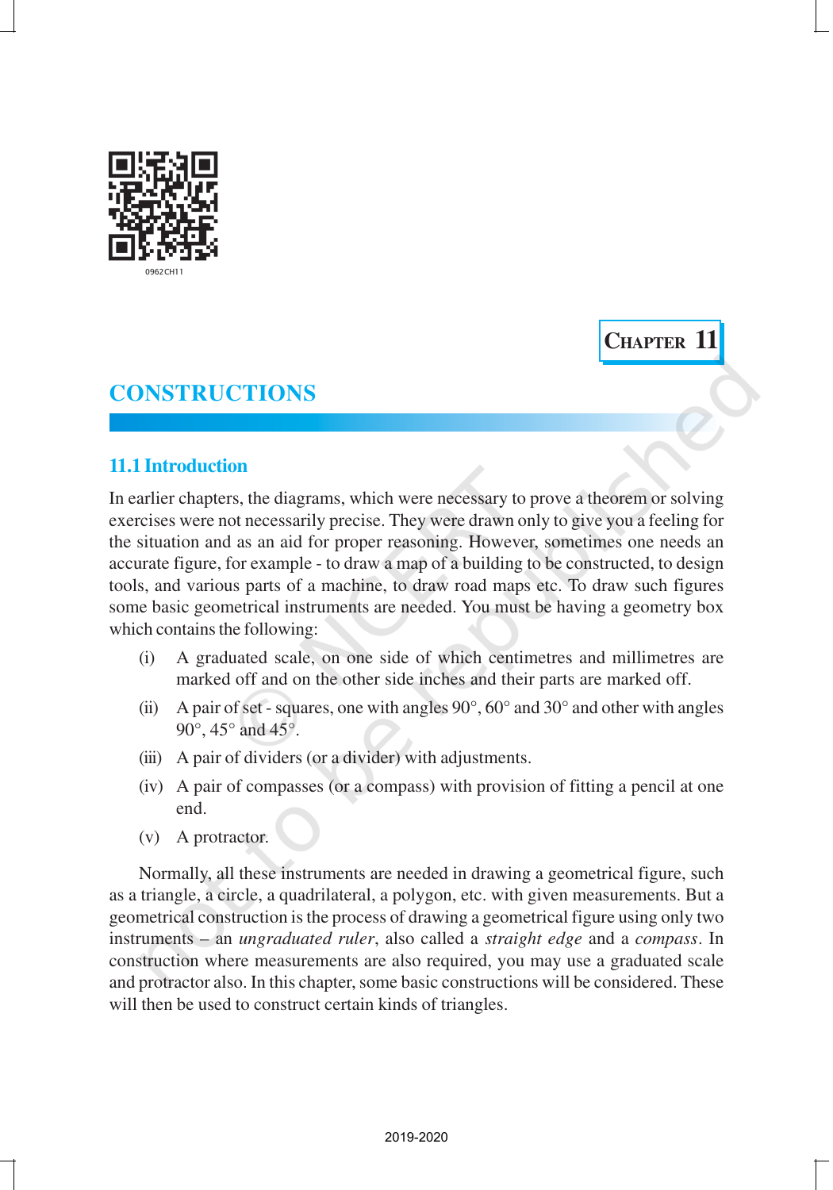0962CH11

CHAPTER 11

# CONSTRUCTIONS

## 11.1 Introduction

In earlier chapters, the diagrams, which were necessary to prove a theorem or solving exercises were not necessarily precise. They were drawn only to give you a feeling for the situation and as an aid for proper reasoning. However, sometimes one needs an accurate figure, for example - to draw a map of a building to be constructed, to design tools, and various parts of a machine, to draw road maps etc. To draw such figures some basic geometrical instruments are needed. You must be having a geometry box which contains the following:

(i) A graduated scale, on one side of which centimetres and millimetres are marked off and on the other side inches and their parts are marked off.

(ii) A pair of set - squares, one with angles 90°, 60° and 30° and other with angles 90°, 45° and 45°.

(iii) A pair of dividers (or a divider) with adjustments.

(iv) A pair of compasses (or a compass) with provision of fitting a pencil at one end.

(v) A protractor.

Normally, all these instruments are needed in drawing a geometrical figure, such as a triangle, a circle, a quadrilateral, a polygon, etc. with given measurements. But a geometrical construction is the process of drawing a geometrical figure using only two instruments – an *ungraduated ruler*, also called a *straight edge* and a *compass*. In construction where measurements are also required, you may use a graduated scale and protractor also. In this chapter, some basic constructions will be considered. These will then be used to construct certain kinds of triangles.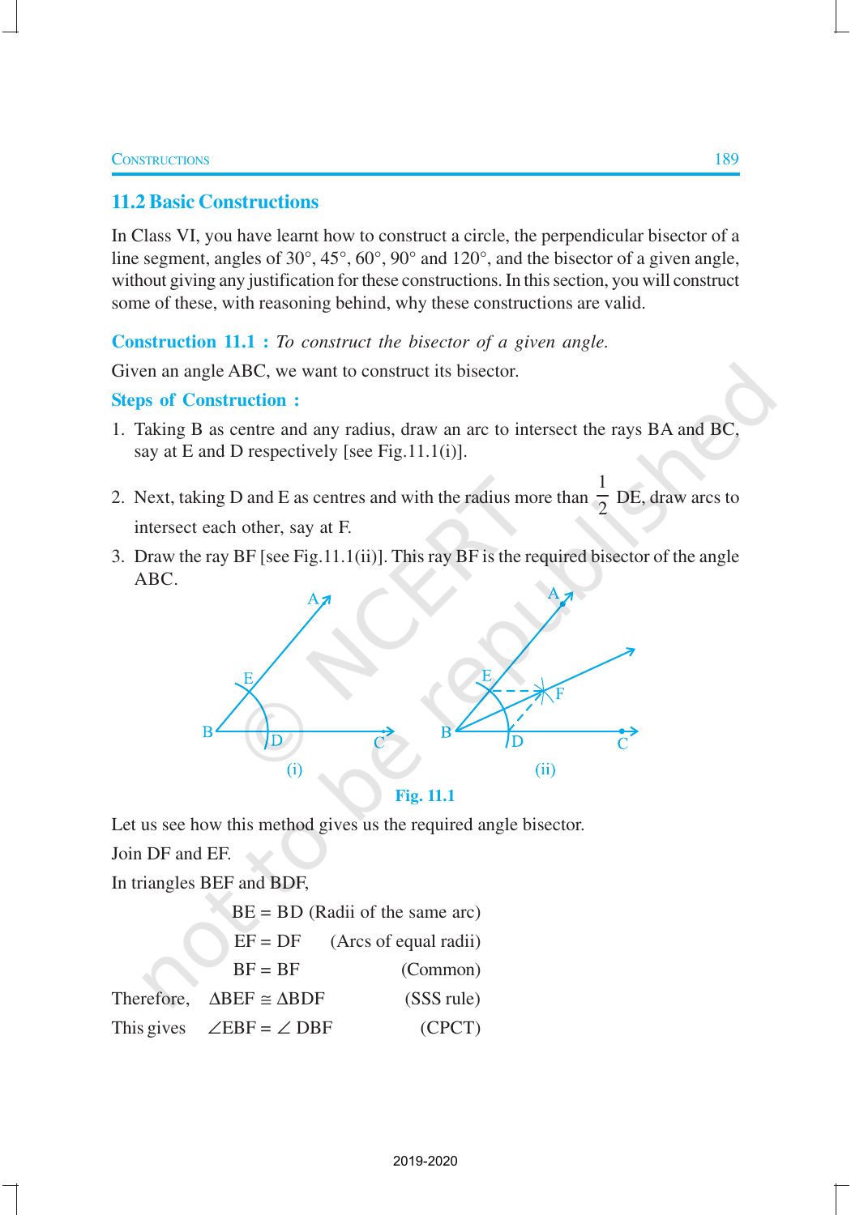## 11.2 Basic Constructions

In Class VI, you have learnt how to construct a circle, the perpendicular bisector of a line segment, angles of 30°, 45°, 60°, 90° and 120°, and the bisector of a given angle, without giving any justification for these constructions. In this section, you will construct some of these, with reasoning behind, why these constructions are valid.

**Construction 11.1 :** *To construct the bisector of a given angle.*

Given an angle ABC, we want to construct its bisector.

**Steps of Construction :**

1. Taking B as centre and any radius, draw an arc to intersect the rays BA and BC, say at E and D respectively [see Fig.11.1(i)].
2. Next, taking D and E as centres and with the radius more than $\frac{1}{2}$ DE, draw arcs to intersect each other, say at F.
3. Draw the ray BF [see Fig.11.1(ii)]. This ray BF is the required bisector of the angle ABC.

(i) (ii)

Fig. 11.1

Let us see how this method gives us the required angle bisector.

Join DF and EF.

In triangles BEF and BDF,

| | | |
|---|---|---|
| | BE = BD | (Radii of the same arc) |
| | EF = DF | (Arcs of equal radii) |
| | BF = BF | (Common) |
| Therefore, | $\Delta BEF \cong \Delta BDF$ | (SSS rule) |
| This gives | $\angle EBF = \angle DBF$ | (CPCT) |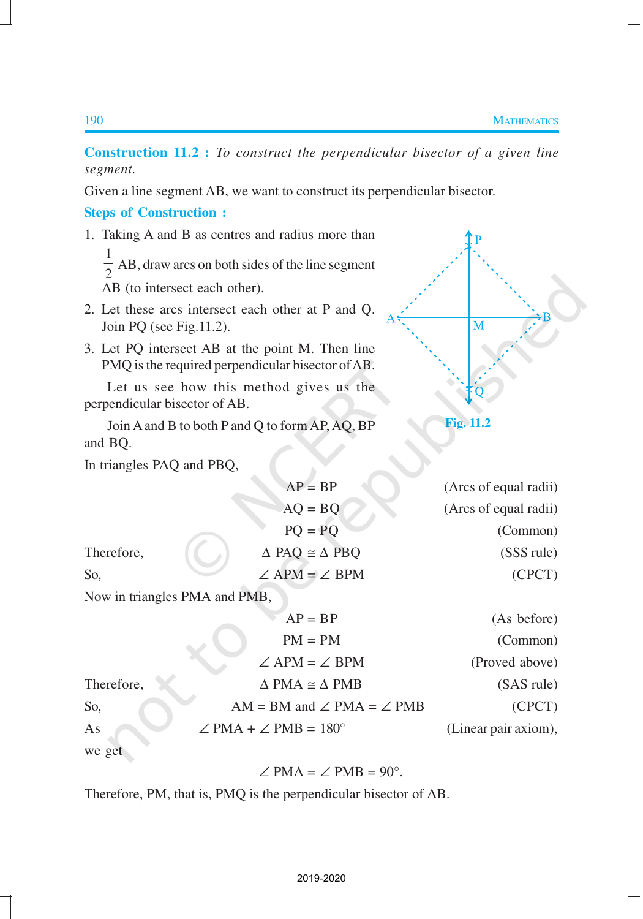**Construction 11.2 :** *To construct the perpendicular bisector of a given line segment.*

Given a line segment AB, we want to construct its perpendicular bisector.

**Steps of Construction :**

1. Taking A and B as centres and radius more than $\frac{1}{2}$ AB, draw arcs on both sides of the line segment AB (to intersect each other).
2. Let these arcs intersect each other at P and Q. Join PQ (see Fig.11.2).
3. Let PQ intersect AB at the point M. Then line PMQ is the required perpendicular bisector of AB.

Let us see how this method gives us the perpendicular bisector of AB.

Fig. 11.2

Join A and B to both P and Q to form AP, AQ, BP and BQ.

In triangles PAQ and PBQ,

| | | |
|---|---|---|
| | AP = BP | (Arcs of equal radii) |
| | AQ = BQ | (Arcs of equal radii) |
| | PQ = PQ | (Common) |
| Therefore, | $\Delta$ PAQ $\cong$ $\Delta$ PBQ | (SSS rule) |
| So, | $\angle$ APM = $\angle$ BPM | (CPCT) |

Now in triangles PMA and PMB,

| | | |
|---|---|---|
| | AP = BP | (As before) |
| | PM = PM | (Common) |
| | $\angle$ APM = $\angle$ BPM | (Proved above) |
| Therefore, | $\Delta$ PMA $\cong$ $\Delta$ PMB | (SAS rule) |
| So, | AM = BM and $\angle$ PMA = $\angle$ PMB | (CPCT) |
| As | $\angle$ PMA + $\angle$ PMB = 180° | (Linear pair axiom), |

we get

$$\angle \text{PMA} = \angle \text{PMB} = 90°.$$

Therefore, PM, that is, PMQ is the perpendicular bisector of AB.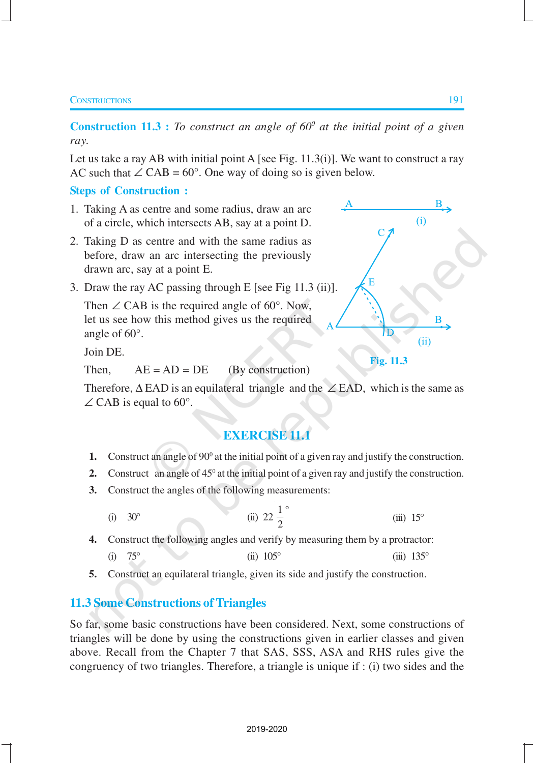**Construction 11.3 :** *To construct an angle of 60⁰ at the initial point of a given ray.*

Let us take a ray AB with initial point A [see Fig. 11.3(i)]. We want to construct a ray AC such that ∠ CAB = 60°. One way of doing so is given below.

**Steps of Construction :**

1. Taking A as centre and some radius, draw an arc of a circle, which intersects AB, say at a point D.
2. Taking D as centre and with the same radius as before, draw an arc intersecting the previously drawn arc, say at a point E.
3. Draw the ray AC passing through E [see Fig 11.3 (ii)].

   Then ∠ CAB is the required angle of 60°. Now, let us see how this method gives us the required angle of 60°.

   Join DE.

   Then, AE = AD = DE (By construction)

   Therefore, Δ EAD is an equilateral triangle and the ∠ EAD, which is the same as ∠ CAB is equal to 60°.

**Fig. 11.3**

## EXERCISE 11.1

1. Construct an angle of 90⁰ at the initial point of a given ray and justify the construction.
2. Construct an angle of 45⁰ at the initial point of a given ray and justify the construction.
3. Construct the angles of the following measurements:

   (i) 30° (ii) $22\frac{1}{2}^\circ$ (iii) 15°

4. Construct the following angles and verify by measuring them by a protractor:

   (i) 75° (ii) 105° (iii) 135°

5. Construct an equilateral triangle, given its side and justify the construction.

## 11.3 Some Constructions of Triangles

So far, some basic constructions have been considered. Next, some constructions of triangles will be done by using the constructions given in earlier classes and given above. Recall from the Chapter 7 that SAS, SSS, ASA and RHS rules give the congruency of two triangles. Therefore, a triangle is unique if : (i) two sides and the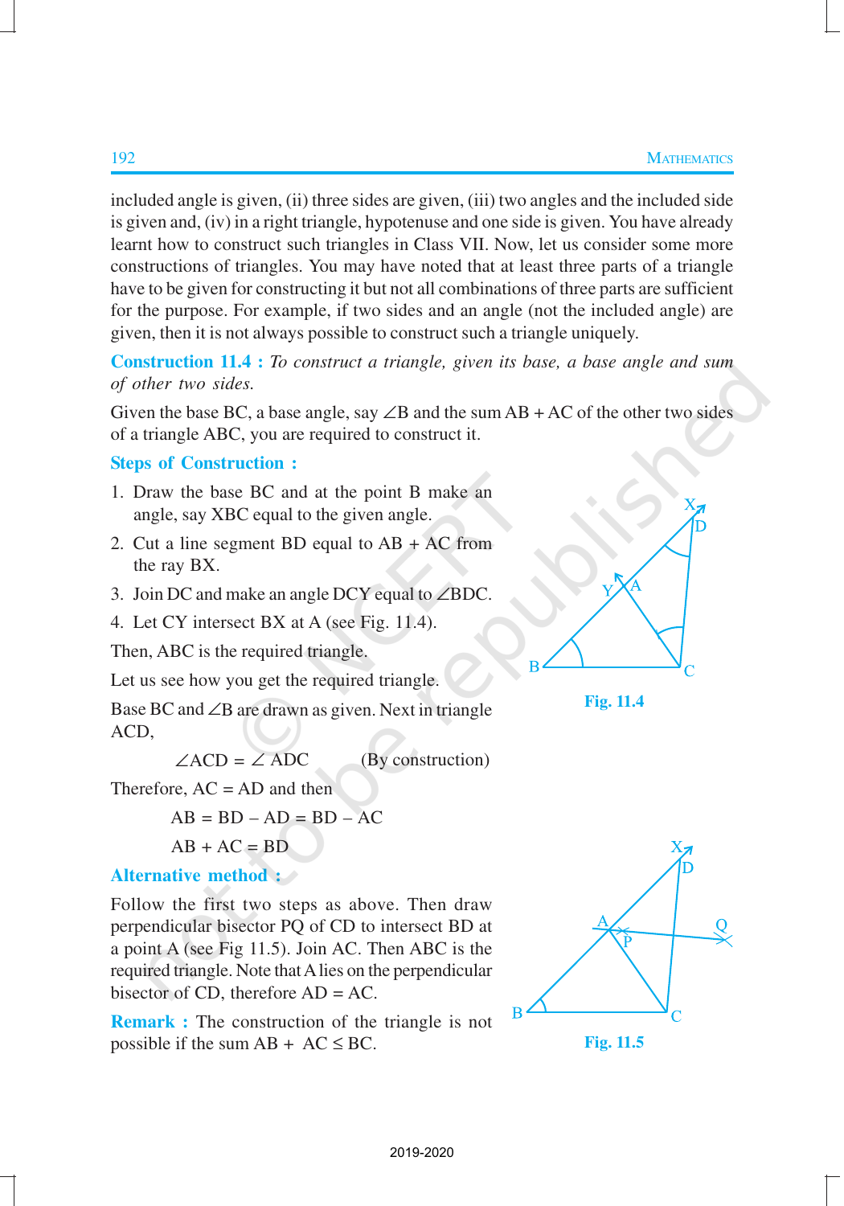included angle is given, (ii) three sides are given, (iii) two angles and the included side is given and, (iv) in a right triangle, hypotenuse and one side is given. You have already learnt how to construct such triangles in Class VII. Now, let us consider some more constructions of triangles. You may have noted that at least three parts of a triangle have to be given for constructing it but not all combinations of three parts are sufficient for the purpose. For example, if two sides and an angle (not the included angle) are given, then it is not always possible to construct such a triangle uniquely.

**Construction 11.4 :** *To construct a triangle, given its base, a base angle and sum of other two sides.*

Given the base BC, a base angle, say $\angle B$ and the sum AB + AC of the other two sides of a triangle ABC, you are required to construct it.

**Steps of Construction :**

1. Draw the base BC and at the point B make an angle, say XBC equal to the given angle.
2. Cut a line segment BD equal to AB + AC from the ray BX.
3. Join DC and make an angle DCY equal to $\angle BDC$.
4. Let CY intersect BX at A (see Fig. 11.4).

Then, ABC is the required triangle.

Fig. 11.4

Let us see how you get the required triangle.

Base BC and $\angle B$ are drawn as given. Next in triangle ACD,

$$\angle ACD = \angle ADC \qquad \text{(By construction)}$$

Therefore, AC = AD and then

$$AB = BD - AD = BD - AC$$

$$AB + AC = BD$$

**Alternative method :**

Follow the first two steps as above. Then draw perpendicular bisector PQ of CD to intersect BD at a point A (see Fig 11.5). Join AC. Then ABC is the required triangle. Note that A lies on the perpendicular bisector of CD, therefore AD = AC.

Fig. 11.5

**Remark :** The construction of the triangle is not possible if the sum $AB + AC \leq BC$.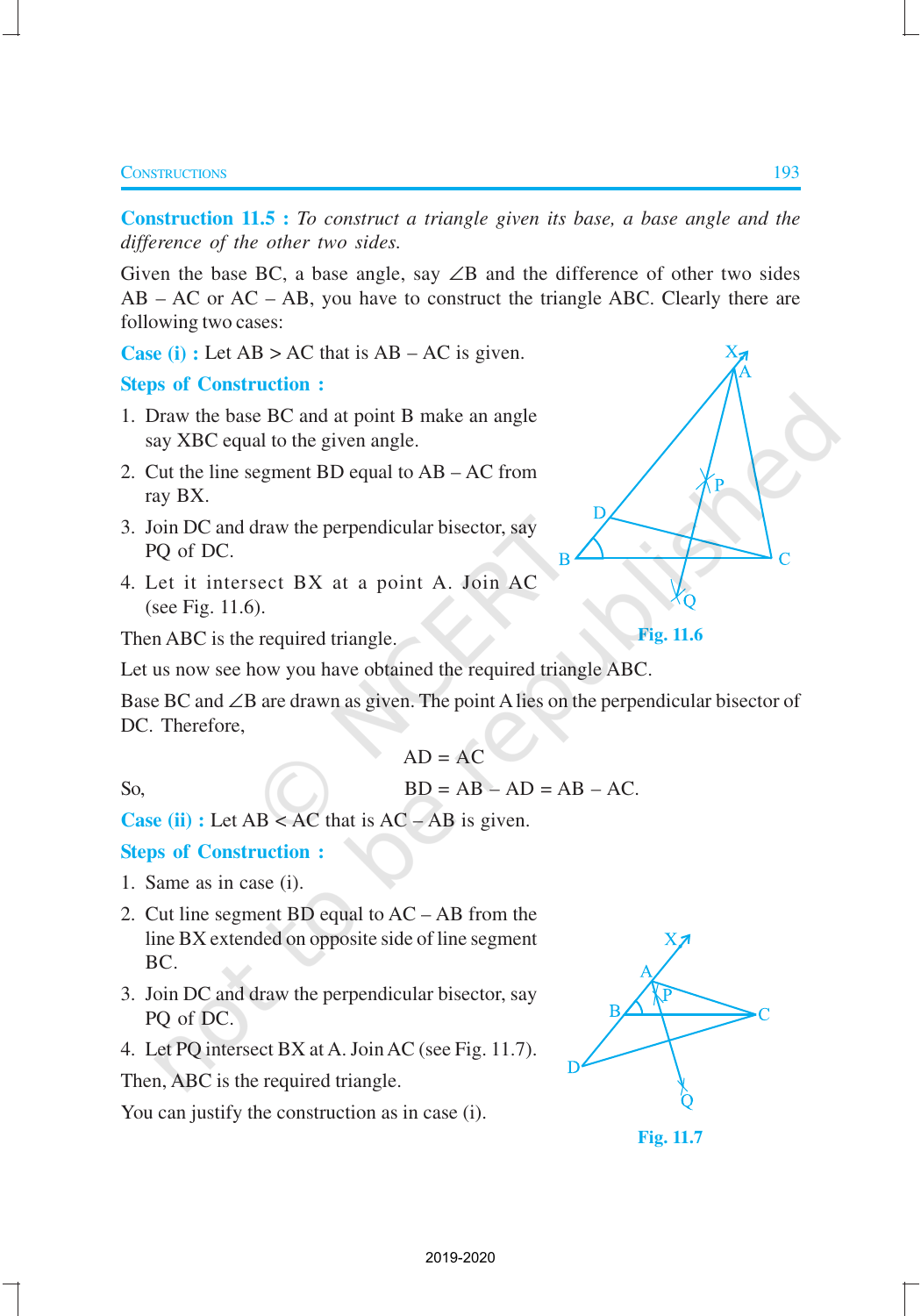**Construction 11.5 :** *To construct a triangle given its base, a base angle and the difference of the other two sides.*

Given the base BC, a base angle, say $\angle B$ and the difference of other two sides AB – AC or AC – AB, you have to construct the triangle ABC. Clearly there are following two cases:

**Case (i) :** Let AB > AC that is AB – AC is given.

**Steps of Construction :**

1. Draw the base BC and at point B make an angle say XBC equal to the given angle.
2. Cut the line segment BD equal to AB – AC from ray BX.
3. Join DC and draw the perpendicular bisector, say PQ of DC.
4. Let it intersect BX at a point A. Join AC (see Fig. 11.6).

Fig. 11.6

Then ABC is the required triangle.

Let us now see how you have obtained the required triangle ABC.

Base BC and $\angle B$ are drawn as given. The point A lies on the perpendicular bisector of DC. Therefore,

$$AD = AC$$

So, $$BD = AB - AD = AB - AC.$$

**Case (ii) :** Let AB < AC that is AC – AB is given.

**Steps of Construction :**

1. Same as in case (i).
2. Cut line segment BD equal to AC – AB from the line BX extended on opposite side of line segment BC.
3. Join DC and draw the perpendicular bisector, say PQ of DC.
4. Let PQ intersect BX at A. Join AC (see Fig. 11.7).

Then, ABC is the required triangle.

You can justify the construction as in case (i).

Fig. 11.7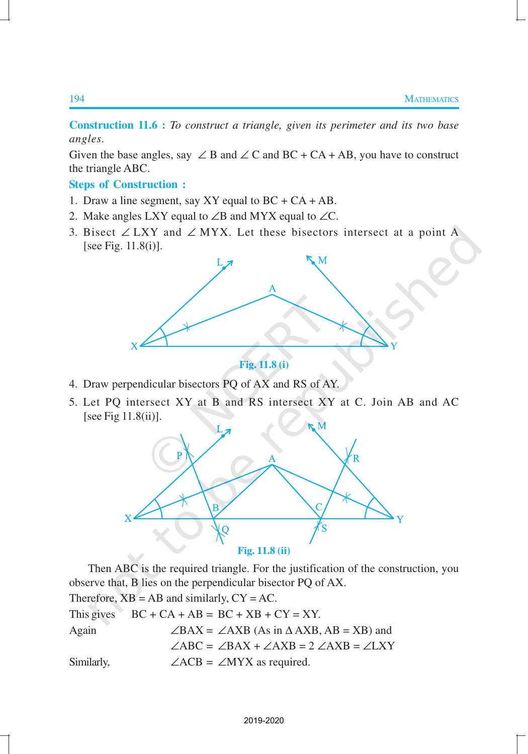**Construction 11.6 :** *To construct a triangle, given its perimeter and its two base angles.*

Given the base angles, say ∠ B and ∠ C and BC + CA + AB, you have to construct the triangle ABC.

**Steps of Construction :**

1. Draw a line segment, say XY equal to BC + CA + AB.
2. Make angles LXY equal to ∠B and MYX equal to ∠C.
3. Bisect ∠ LXY and ∠ MYX. Let these bisectors intersect at a point A [see Fig. 11.8(i)].

Fig. 11.8 (i)

4. Draw perpendicular bisectors PQ of AX and RS of AY.
5. Let PQ intersect XY at B and RS intersect XY at C. Join AB and AC [see Fig 11.8(ii)].

Fig. 11.8 (ii)

Then ABC is the required triangle. For the justification of the construction, you observe that, B lies on the perpendicular bisector PQ of AX.

Therefore, XB = AB and similarly, CY = AC.

This gives BC + CA + AB = BC + XB + CY = XY.

Again ∠BAX = ∠AXB (As in Δ AXB, AB = XB) and

∠ABC = ∠BAX + ∠AXB = 2 ∠AXB = ∠LXY

Similarly, ∠ACB = ∠MYX as required.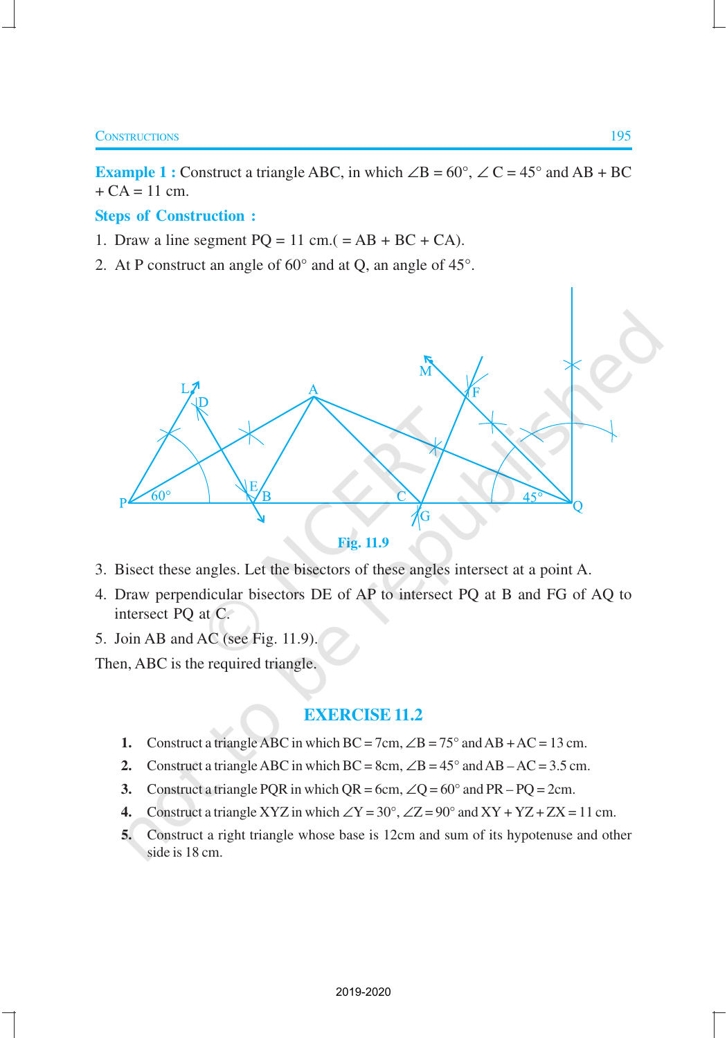**Example 1 :** Construct a triangle ABC, in which ∠B = 60°, ∠ C = 45° and AB + BC + CA = 11 cm.

**Steps of Construction :**

1. Draw a line segment PQ = 11 cm.( = AB + BC + CA).
2. At P construct an angle of 60° and at Q, an angle of 45°.

Fig. 11.9

3. Bisect these angles. Let the bisectors of these angles intersect at a point A.
4. Draw perpendicular bisectors DE of AP to intersect PQ at B and FG of AQ to intersect PQ at C.
5. Join AB and AC (see Fig. 11.9).

Then, ABC is the required triangle.

## EXERCISE 11.2

1. Construct a triangle ABC in which BC = 7cm, ∠B = 75° and AB + AC = 13 cm.
2. Construct a triangle ABC in which BC = 8cm, ∠B = 45° and AB – AC = 3.5 cm.
3. Construct a triangle PQR in which QR = 6cm, ∠Q = 60° and PR – PQ = 2cm.
4. Construct a triangle XYZ in which ∠Y = 30°, ∠Z = 90° and XY + YZ + ZX = 11 cm.
5. Construct a right triangle whose base is 12cm and sum of its hypotenuse and other side is 18 cm.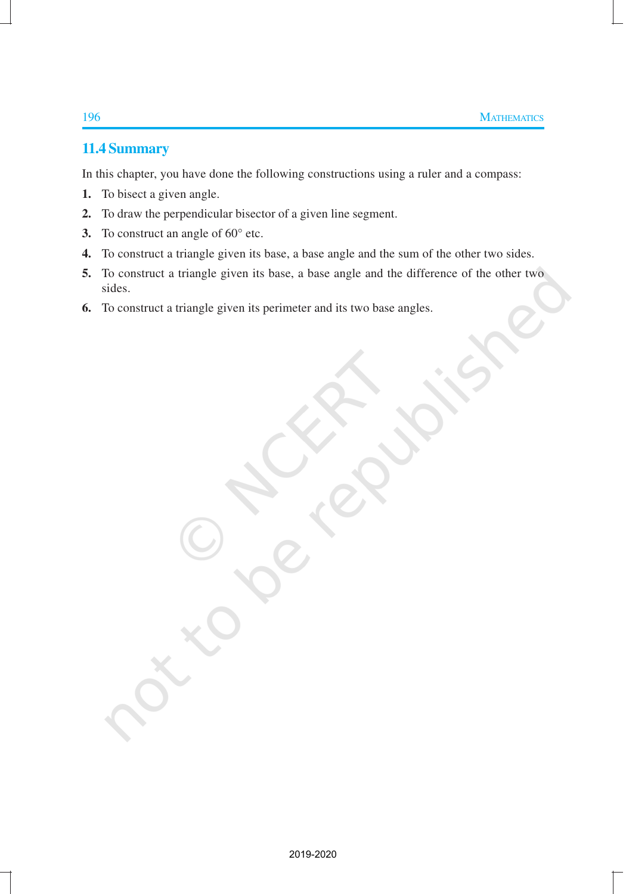## 11.4 Summary

In this chapter, you have done the following constructions using a ruler and a compass:

1. To bisect a given angle.
2. To draw the perpendicular bisector of a given line segment.
3. To construct an angle of 60° etc.
4. To construct a triangle given its base, a base angle and the sum of the other two sides.
5. To construct a triangle given its base, a base angle and the difference of the other two sides.
6. To construct a triangle given its perimeter and its two base angles.